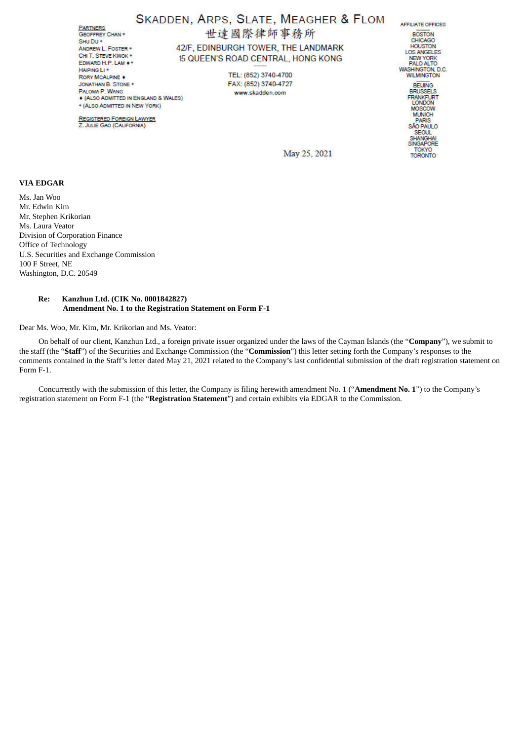# SKADDEN, ARPS, SLATE, MEAGHER & FLOM

世達國際律師事務所

42/F, EDINBURGH TOWER, THE LANDMARK
15 QUEEN'S ROAD CENTRAL, HONG KONG

TEL: (852) 3740-4700
FAX: (852) 3740-4727
www.skadden.com

PARTNERS
GEOFFREY CHAN *
SHU DU *
ANDREW L. FOSTER *
CHI T. STEVE KWOK *
EDWARD H.P. LAM ◆*
HAIPING LI *
RORY MCALPINE ◆
JONATHAN B. STONE *
PALOMA P. WANG
◆ (ALSO ADMITTED IN ENGLAND & WALES)
* (ALSO ADMITTED IN NEW YORK)

REGISTERED FOREIGN LAWYER
Z. JULIE GAO (CALIFORNIA)

AFFILIATE OFFICES
BOSTON
CHICAGO
HOUSTON
LOS ANGELES
NEW YORK
PALO ALTO
WASHINGTON, D.C.
WILMINGTON
BEIJING
BRUSSELS
FRANKFURT
LONDON
MOSCOW
MUNICH
PARIS
SÃO PAULO
SEOUL
SHANGHAI
SINGAPORE
TOKYO
TORONTO

May 25, 2021

**VIA EDGAR**

Ms. Jan Woo
Mr. Edwin Kim
Mr. Stephen Krikorian
Ms. Laura Veator
Division of Corporation Finance
Office of Technology
U.S. Securities and Exchange Commission
100 F Street, NE
Washington, D.C. 20549

**Re: Kanzhun Ltd. (CIK No. 0001842827)**
**Amendment No. 1 to the Registration Statement on Form F-1**

Dear Ms. Woo, Mr. Kim, Mr. Krikorian and Ms. Veator:

On behalf of our client, Kanzhun Ltd., a foreign private issuer organized under the laws of the Cayman Islands (the "**Company**"), we submit to the staff (the "**Staff**") of the Securities and Exchange Commission (the "**Commission**") this letter setting forth the Company's responses to the comments contained in the Staff's letter dated May 21, 2021 related to the Company's last confidential submission of the draft registration statement on Form F-1.

Concurrently with the submission of this letter, the Company is filing herewith amendment No. 1 ("**Amendment No. 1**") to the Company's registration statement on Form F-1 (the "**Registration Statement**") and certain exhibits via EDGAR to the Commission.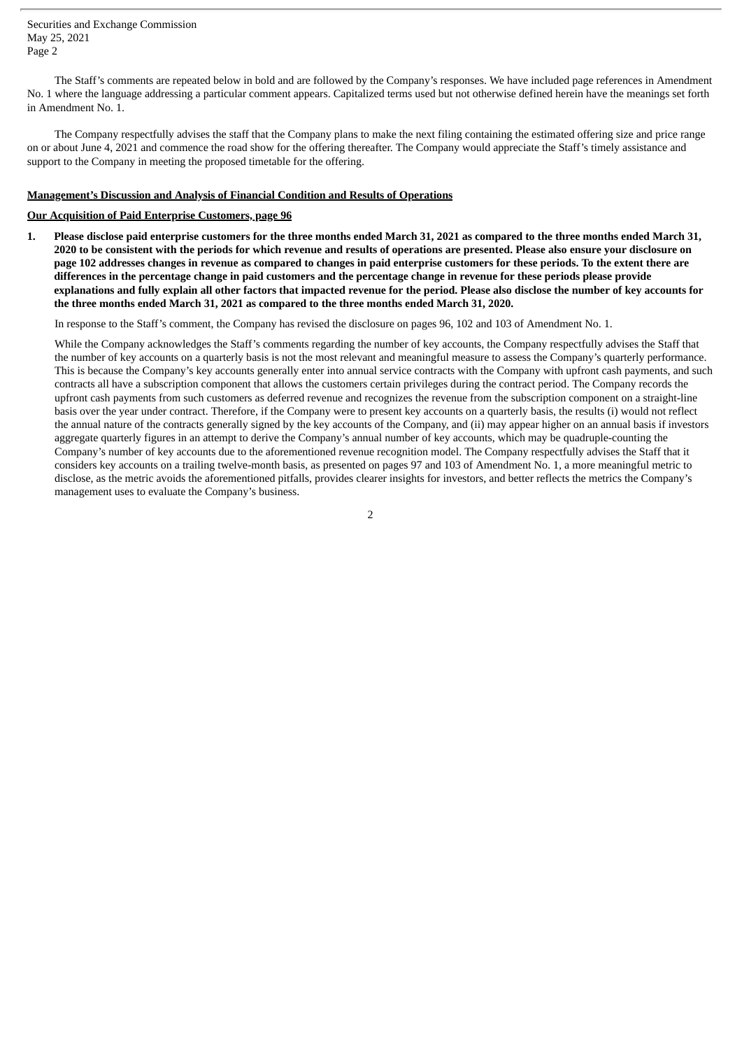The Staff's comments are repeated below in bold and are followed by the Company's responses. We have included page references in Amendment No. 1 where the language addressing a particular comment appears. Capitalized terms used but not otherwise defined herein have the meanings set forth in Amendment No. 1.

The Company respectfully advises the staff that the Company plans to make the next filing containing the estimated offering size and price range on or about June 4, 2021 and commence the road show for the offering thereafter. The Company would appreciate the Staff's timely assistance and support to the Company in meeting the proposed timetable for the offering.

**Management's Discussion and Analysis of Financial Condition and Results of Operations**

**Our Acquisition of Paid Enterprise Customers, page 96**

1. **Please disclose paid enterprise customers for the three months ended March 31, 2021 as compared to the three months ended March 31, 2020 to be consistent with the periods for which revenue and results of operations are presented. Please also ensure your disclosure on page 102 addresses changes in revenue as compared to changes in paid enterprise customers for these periods. To the extent there are differences in the percentage change in paid customers and the percentage change in revenue for these periods please provide explanations and fully explain all other factors that impacted revenue for the period. Please also disclose the number of key accounts for the three months ended March 31, 2021 as compared to the three months ended March 31, 2020.**

   In response to the Staff's comment, the Company has revised the disclosure on pages 96, 102 and 103 of Amendment No. 1.

   While the Company acknowledges the Staff's comments regarding the number of key accounts, the Company respectfully advises the Staff that the number of key accounts on a quarterly basis is not the most relevant and meaningful measure to assess the Company's quarterly performance. This is because the Company's key accounts generally enter into annual service contracts with the Company with upfront cash payments, and such contracts all have a subscription component that allows the customers certain privileges during the contract period. The Company records the upfront cash payments from such customers as deferred revenue and recognizes the revenue from the subscription component on a straight-line basis over the year under contract. Therefore, if the Company were to present key accounts on a quarterly basis, the results (i) would not reflect the annual nature of the contracts generally signed by the key accounts of the Company, and (ii) may appear higher on an annual basis if investors aggregate quarterly figures in an attempt to derive the Company's annual number of key accounts, which may be quadruple-counting the Company's number of key accounts due to the aforementioned revenue recognition model. The Company respectfully advises the Staff that it considers key accounts on a trailing twelve-month basis, as presented on pages 97 and 103 of Amendment No. 1, a more meaningful metric to disclose, as the metric avoids the aforementioned pitfalls, provides clearer insights for investors, and better reflects the metrics the Company's management uses to evaluate the Company's business.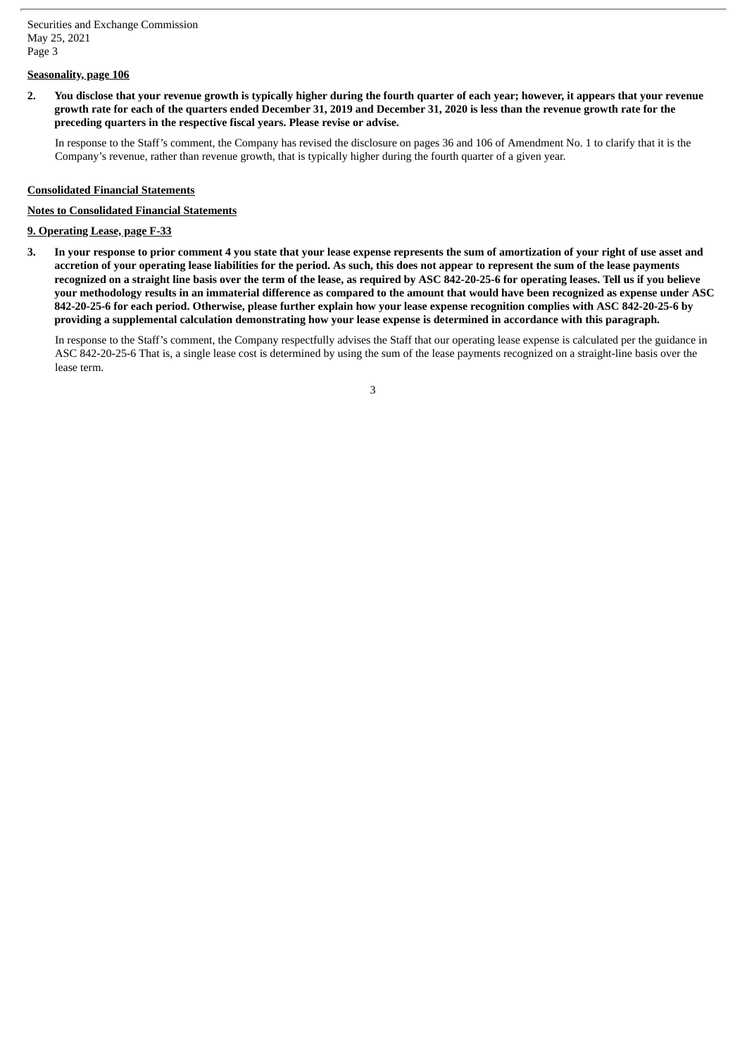**Seasonality, page 106**

**2. You disclose that your revenue growth is typically higher during the fourth quarter of each year; however, it appears that your revenue growth rate for each of the quarters ended December 31, 2019 and December 31, 2020 is less than the revenue growth rate for the preceding quarters in the respective fiscal years. Please revise or advise.**

In response to the Staff's comment, the Company has revised the disclosure on pages 36 and 106 of Amendment No. 1 to clarify that it is the Company's revenue, rather than revenue growth, that is typically higher during the fourth quarter of a given year.

**Consolidated Financial Statements**

**Notes to Consolidated Financial Statements**

**9. Operating Lease, page F-33**

**3. In your response to prior comment 4 you state that your lease expense represents the sum of amortization of your right of use asset and accretion of your operating lease liabilities for the period. As such, this does not appear to represent the sum of the lease payments recognized on a straight line basis over the term of the lease, as required by ASC 842-20-25-6 for operating leases. Tell us if you believe your methodology results in an immaterial difference as compared to the amount that would have been recognized as expense under ASC 842-20-25-6 for each period. Otherwise, please further explain how your lease expense recognition complies with ASC 842-20-25-6 by providing a supplemental calculation demonstrating how your lease expense is determined in accordance with this paragraph.**

In response to the Staff's comment, the Company respectfully advises the Staff that our operating lease expense is calculated per the guidance in ASC 842-20-25-6 That is, a single lease cost is determined by using the sum of the lease payments recognized on a straight-line basis over the lease term.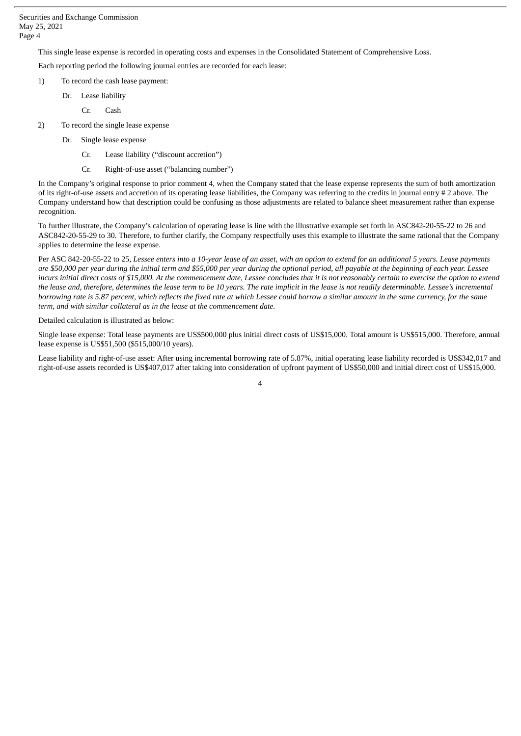This single lease expense is recorded in operating costs and expenses in the Consolidated Statement of Comprehensive Loss.

Each reporting period the following journal entries are recorded for each lease:

1) To record the cash lease payment:

   Dr. Lease liability

   Cr. Cash

2) To record the single lease expense

   Dr. Single lease expense

   Cr. Lease liability ("discount accretion")

   Cr. Right-of-use asset ("balancing number")

In the Company's original response to prior comment 4, when the Company stated that the lease expense represents the sum of both amortization of its right-of-use assets and accretion of its operating lease liabilities, the Company was referring to the credits in journal entry # 2 above. The Company understand how that description could be confusing as those adjustments are related to balance sheet measurement rather than expense recognition.

To further illustrate, the Company's calculation of operating lease is line with the illustrative example set forth in ASC842-20-55-22 to 26 and ASC842-20-55-29 to 30. Therefore, to further clarify, the Company respectfully uses this example to illustrate the same rational that the Company applies to determine the lease expense.

Per ASC 842-20-55-22 to 25, *Lessee enters into a 10-year lease of an asset, with an option to extend for an additional 5 years. Lease payments are $50,000 per year during the initial term and $55,000 per year during the optional period, all payable at the beginning of each year. Lessee incurs initial direct costs of $15,000. At the commencement date, Lessee concludes that it is not reasonably certain to exercise the option to extend the lease and, therefore, determines the lease term to be 10 years. The rate implicit in the lease is not readily determinable. Lessee's incremental borrowing rate is 5.87 percent, which reflects the fixed rate at which Lessee could borrow a similar amount in the same currency, for the same term, and with similar collateral as in the lease at the commencement date.*

Detailed calculation is illustrated as below:

Single lease expense: Total lease payments are US$500,000 plus initial direct costs of US$15,000. Total amount is US$515,000. Therefore, annual lease expense is US$51,500 ($515,000/10 years).

Lease liability and right-of-use asset: After using incremental borrowing rate of 5.87%, initial operating lease liability recorded is US$342,017 and right-of-use assets recorded is US$407,017 after taking into consideration of upfront payment of US$50,000 and initial direct cost of US$15,000.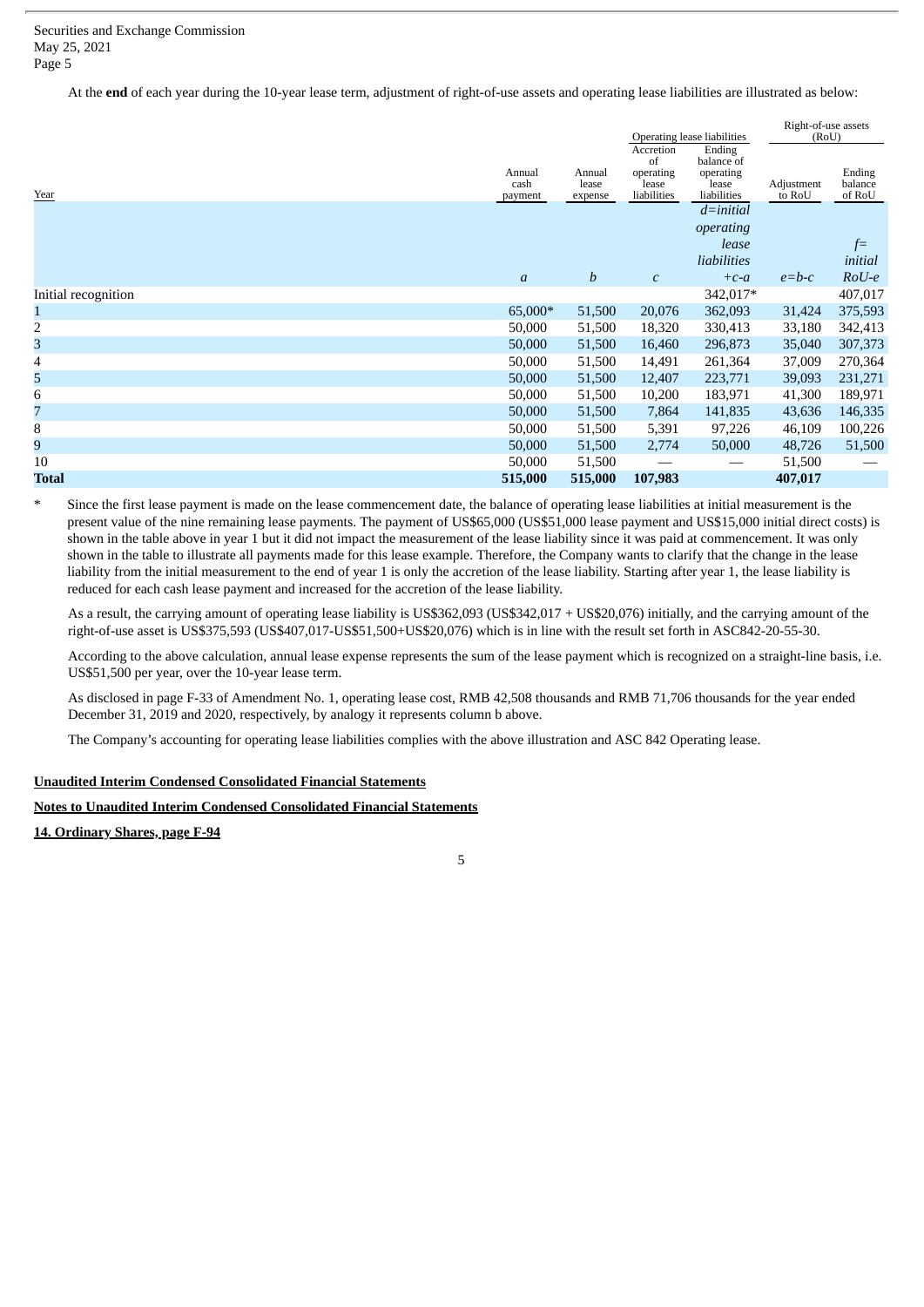At the **end** of each year during the 10-year lease term, adjustment of right-of-use assets and operating lease liabilities are illustrated as below:

| Year | Annual cash payment | Annual lease expense | Operating lease liabilities: Accretion of operating lease liabilities | Operating lease liabilities: Ending balance of operating lease liabilities | Right-of-use assets (RoU): Adjustment to RoU | Right-of-use assets (RoU): Ending balance of RoU |
|---|---|---|---|---|---|---|
| | *a* | *b* | *c* | *d=initial operating lease liabilities +c-a* | *e=b-c* | *f= initial RoU-e* |
| Initial recognition | | | | 342,017* | | 407,017 |
| 1 | 65,000* | 51,500 | 20,076 | 362,093 | 31,424 | 375,593 |
| 2 | 50,000 | 51,500 | 18,320 | 330,413 | 33,180 | 342,413 |
| 3 | 50,000 | 51,500 | 16,460 | 296,873 | 35,040 | 307,373 |
| 4 | 50,000 | 51,500 | 14,491 | 261,364 | 37,009 | 270,364 |
| 5 | 50,000 | 51,500 | 12,407 | 223,771 | 39,093 | 231,271 |
| 6 | 50,000 | 51,500 | 10,200 | 183,971 | 41,300 | 189,971 |
| 7 | 50,000 | 51,500 | 7,864 | 141,835 | 43,636 | 146,335 |
| 8 | 50,000 | 51,500 | 5,391 | 97,226 | 46,109 | 100,226 |
| 9 | 50,000 | 51,500 | 2,774 | 50,000 | 48,726 | 51,500 |
| 10 | 50,000 | 51,500 | — | — | 51,500 | — |
| **Total** | **515,000** | **515,000** | **107,983** | | **407,017** | |

\* Since the first lease payment is made on the lease commencement date, the balance of operating lease liabilities at initial measurement is the present value of the nine remaining lease payments. The payment of US$65,000 (US$51,000 lease payment and US$15,000 initial direct costs) is shown in the table above in year 1 but it did not impact the measurement of the lease liability since it was paid at commencement. It was only shown in the table to illustrate all payments made for this lease example. Therefore, the Company wants to clarify that the change in the lease liability from the initial measurement to the end of year 1 is only the accretion of the lease liability. Starting after year 1, the lease liability is reduced for each cash lease payment and increased for the accretion of the lease liability.

As a result, the carrying amount of operating lease liability is US$362,093 (US$342,017 + US$20,076) initially, and the carrying amount of the right-of-use asset is US$375,593 (US$407,017-US$51,500+US$20,076) which is in line with the result set forth in ASC842-20-55-30.

According to the above calculation, annual lease expense represents the sum of the lease payment which is recognized on a straight-line basis, i.e. US$51,500 per year, over the 10-year lease term.

As disclosed in page F-33 of Amendment No. 1, operating lease cost, RMB 42,508 thousands and RMB 71,706 thousands for the year ended December 31, 2019 and 2020, respectively, by analogy it represents column b above.

The Company's accounting for operating lease liabilities complies with the above illustration and ASC 842 Operating lease.

**Unaudited Interim Condensed Consolidated Financial Statements**

**Notes to Unaudited Interim Condensed Consolidated Financial Statements**

**14. Ordinary Shares, page F-94**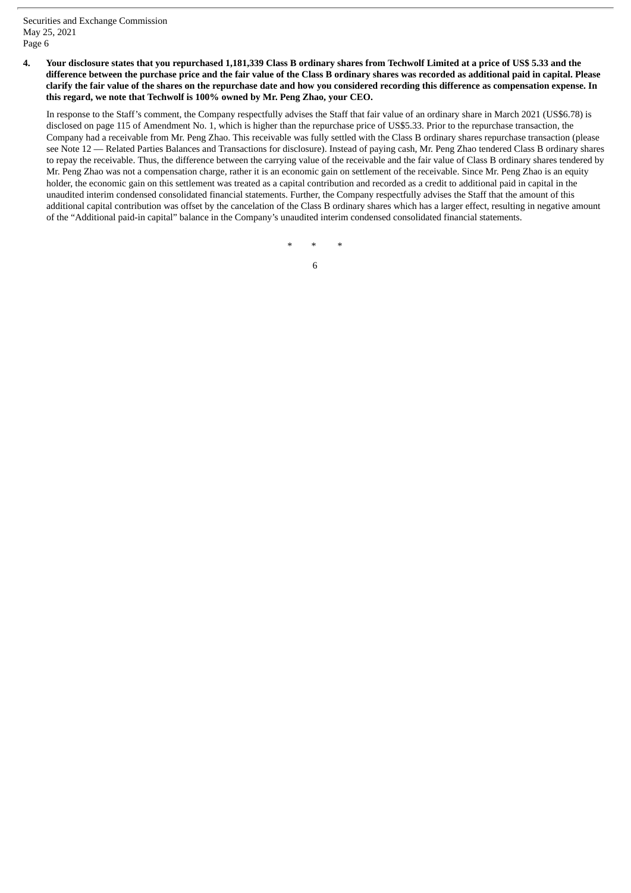**4. Your disclosure states that you repurchased 1,181,339 Class B ordinary shares from Techwolf Limited at a price of US$ 5.33 and the difference between the purchase price and the fair value of the Class B ordinary shares was recorded as additional paid in capital. Please clarify the fair value of the shares on the repurchase date and how you considered recording this difference as compensation expense. In this regard, we note that Techwolf is 100% owned by Mr. Peng Zhao, your CEO.**

In response to the Staff's comment, the Company respectfully advises the Staff that fair value of an ordinary share in March 2021 (US$6.78) is disclosed on page 115 of Amendment No. 1, which is higher than the repurchase price of US$5.33. Prior to the repurchase transaction, the Company had a receivable from Mr. Peng Zhao. This receivable was fully settled with the Class B ordinary shares repurchase transaction (please see Note 12 — Related Parties Balances and Transactions for disclosure). Instead of paying cash, Mr. Peng Zhao tendered Class B ordinary shares to repay the receivable. Thus, the difference between the carrying value of the receivable and the fair value of Class B ordinary shares tendered by Mr. Peng Zhao was not a compensation charge, rather it is an economic gain on settlement of the receivable. Since Mr. Peng Zhao is an equity holder, the economic gain on this settlement was treated as a capital contribution and recorded as a credit to additional paid in capital in the unaudited interim condensed consolidated financial statements. Further, the Company respectfully advises the Staff that the amount of this additional capital contribution was offset by the cancelation of the Class B ordinary shares which has a larger effect, resulting in negative amount of the "Additional paid-in capital" balance in the Company's unaudited interim condensed consolidated financial statements.

\* \* \*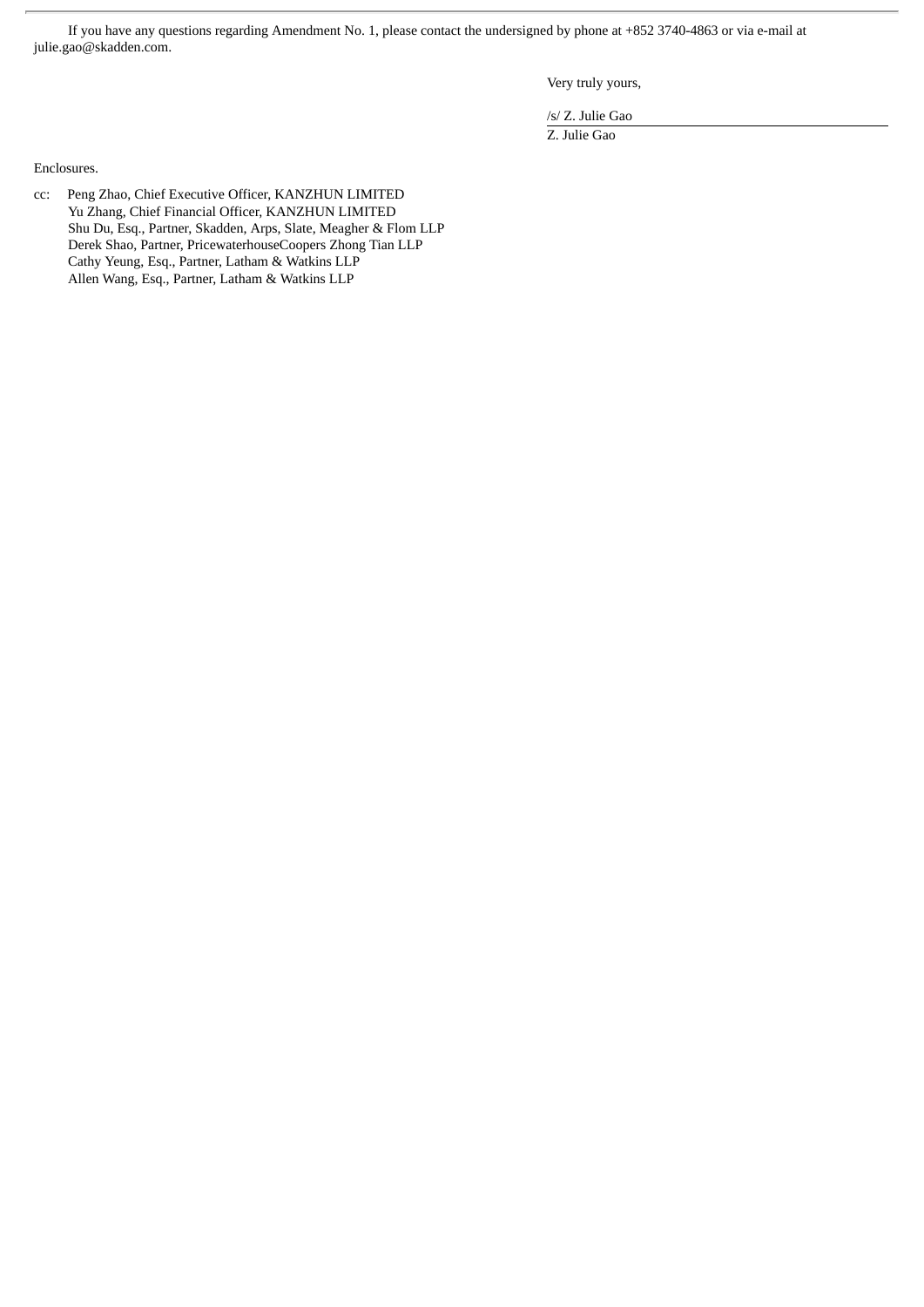If you have any questions regarding Amendment No. 1, please contact the undersigned by phone at +852 3740-4863 or via e-mail at julie.gao@skadden.com.

Very truly yours,

/s/ Z. Julie Gao

Z. Julie Gao

Enclosures.

cc: Peng Zhao, Chief Executive Officer, KANZHUN LIMITED
Yu Zhang, Chief Financial Officer, KANZHUN LIMITED
Shu Du, Esq., Partner, Skadden, Arps, Slate, Meagher & Flom LLP
Derek Shao, Partner, PricewaterhouseCoopers Zhong Tian LLP
Cathy Yeung, Esq., Partner, Latham & Watkins LLP
Allen Wang, Esq., Partner, Latham & Watkins LLP